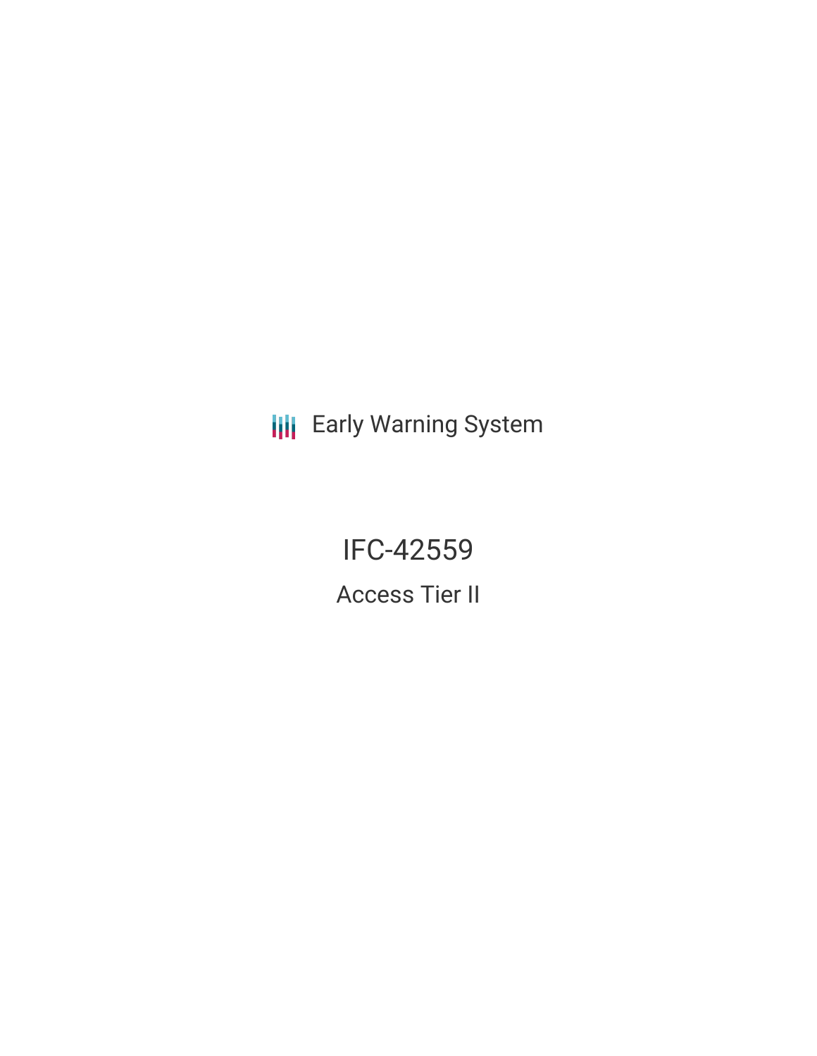Early Warning System

# IFC-42559

## Access Tier II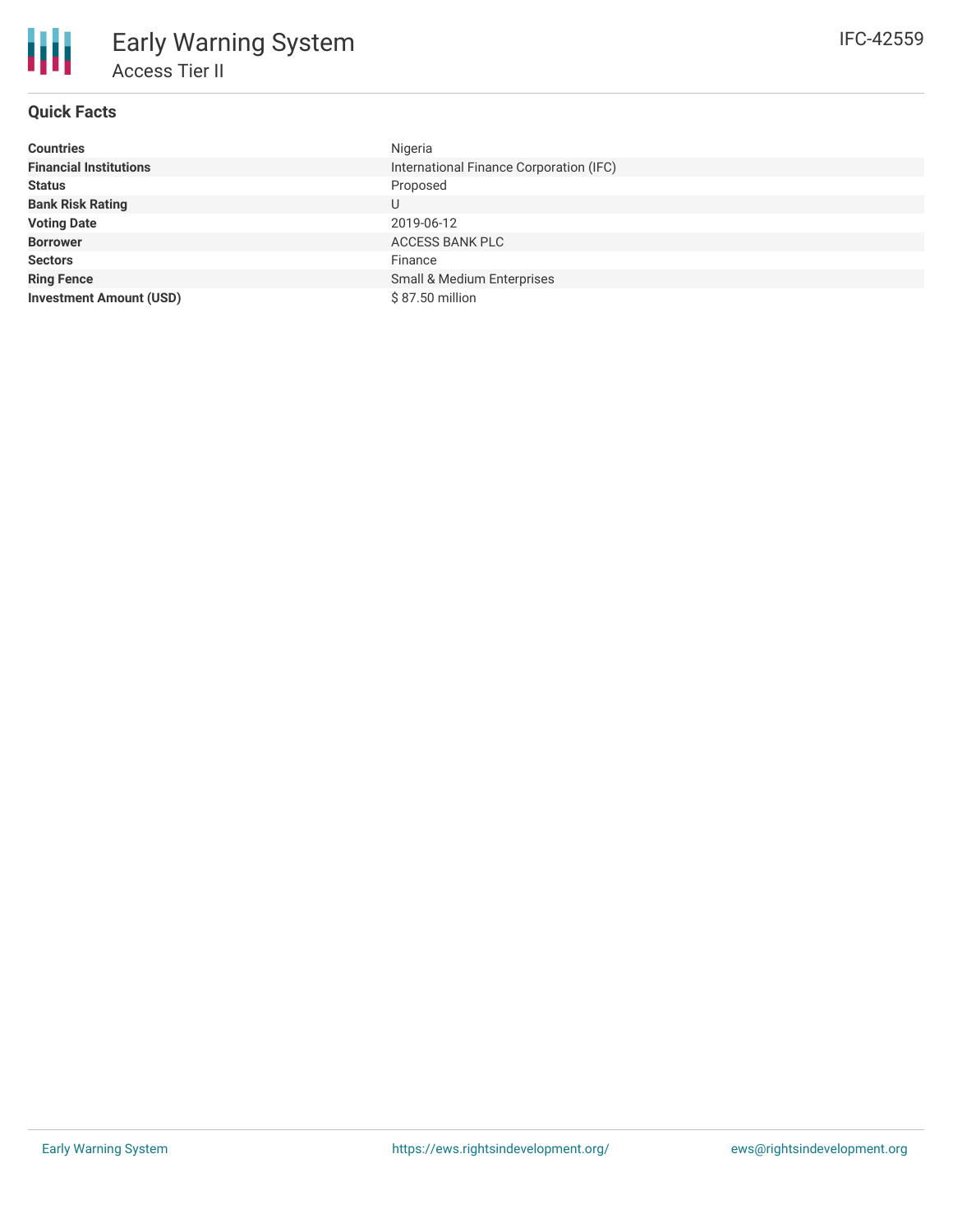# Early Warning System

## Access Tier II

IFC-42559

### Quick Facts

| | |
|---|---|
| **Countries** | Nigeria |
| **Financial Institutions** | International Finance Corporation (IFC) |
| **Status** | Proposed |
| **Bank Risk Rating** | U |
| **Voting Date** | 2019-06-12 |
| **Borrower** | ACCESS BANK PLC |
| **Sectors** | Finance |
| **Ring Fence** | Small & Medium Enterprises |
| **Investment Amount (USD)** | $ 87.50 million |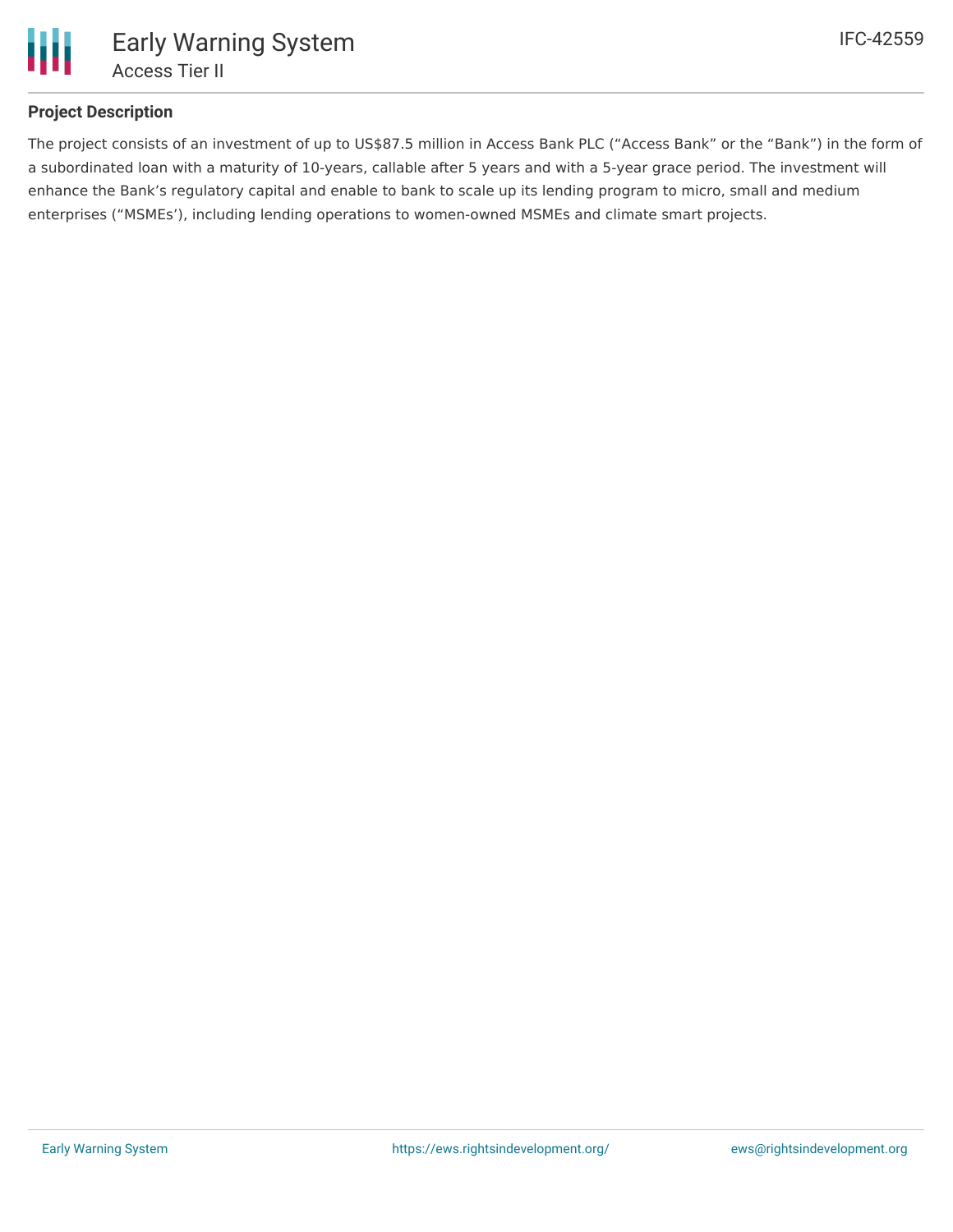## Project Description

The project consists of an investment of up to US$87.5 million in Access Bank PLC ("Access Bank" or the "Bank") in the form of a subordinated loan with a maturity of 10-years, callable after 5 years and with a 5-year grace period. The investment will enhance the Bank's regulatory capital and enable to bank to scale up its lending program to micro, small and medium enterprises ("MSMEs'), including lending operations to women-owned MSMEs and climate smart projects.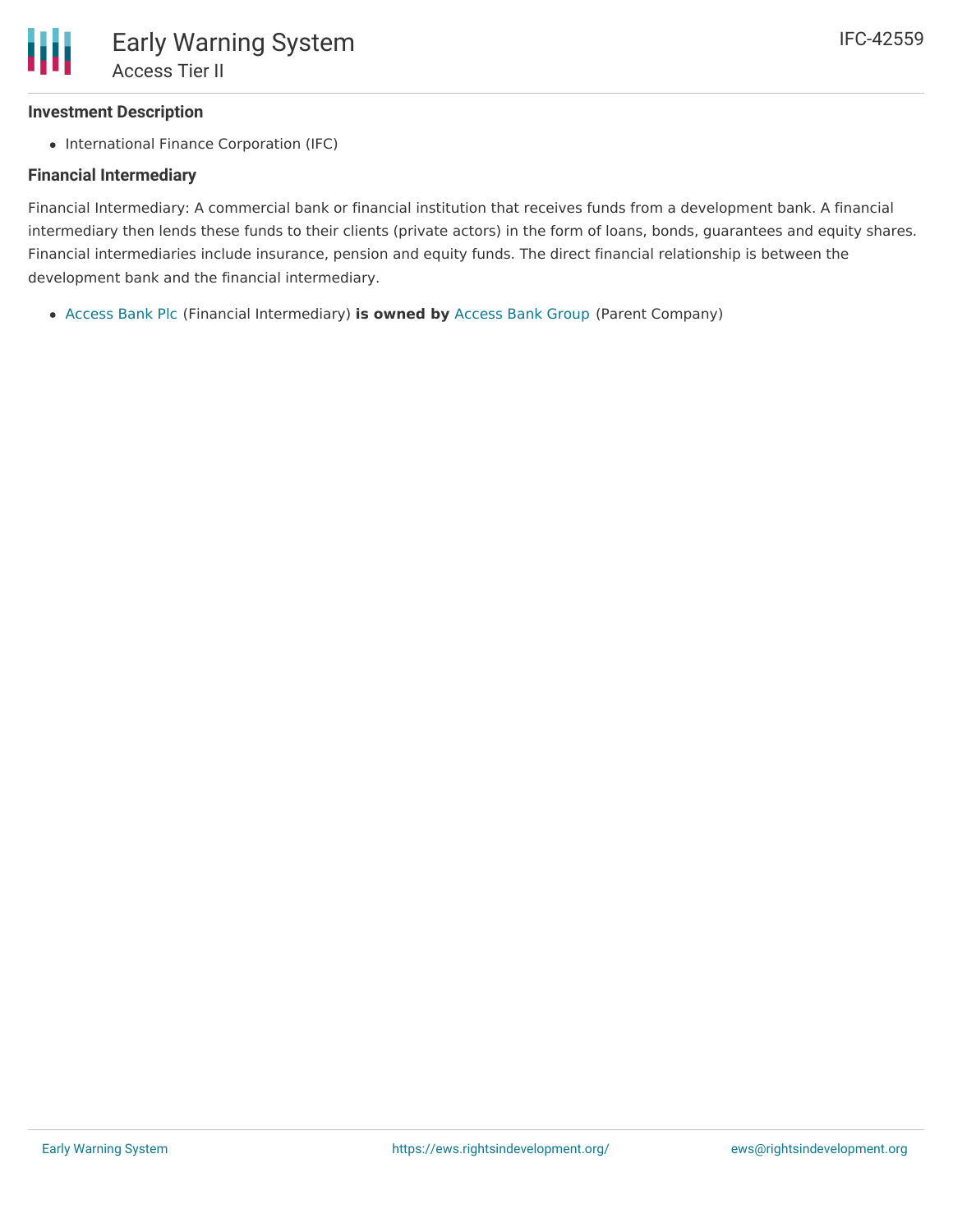### Investment Description

- International Finance Corporation (IFC)

### Financial Intermediary

Financial Intermediary: A commercial bank or financial institution that receives funds from a development bank. A financial intermediary then lends these funds to their clients (private actors) in the form of loans, bonds, guarantees and equity shares. Financial intermediaries include insurance, pension and equity funds. The direct financial relationship is between the development bank and the financial intermediary.

- Access Bank Plc (Financial Intermediary) **is owned by** Access Bank Group (Parent Company)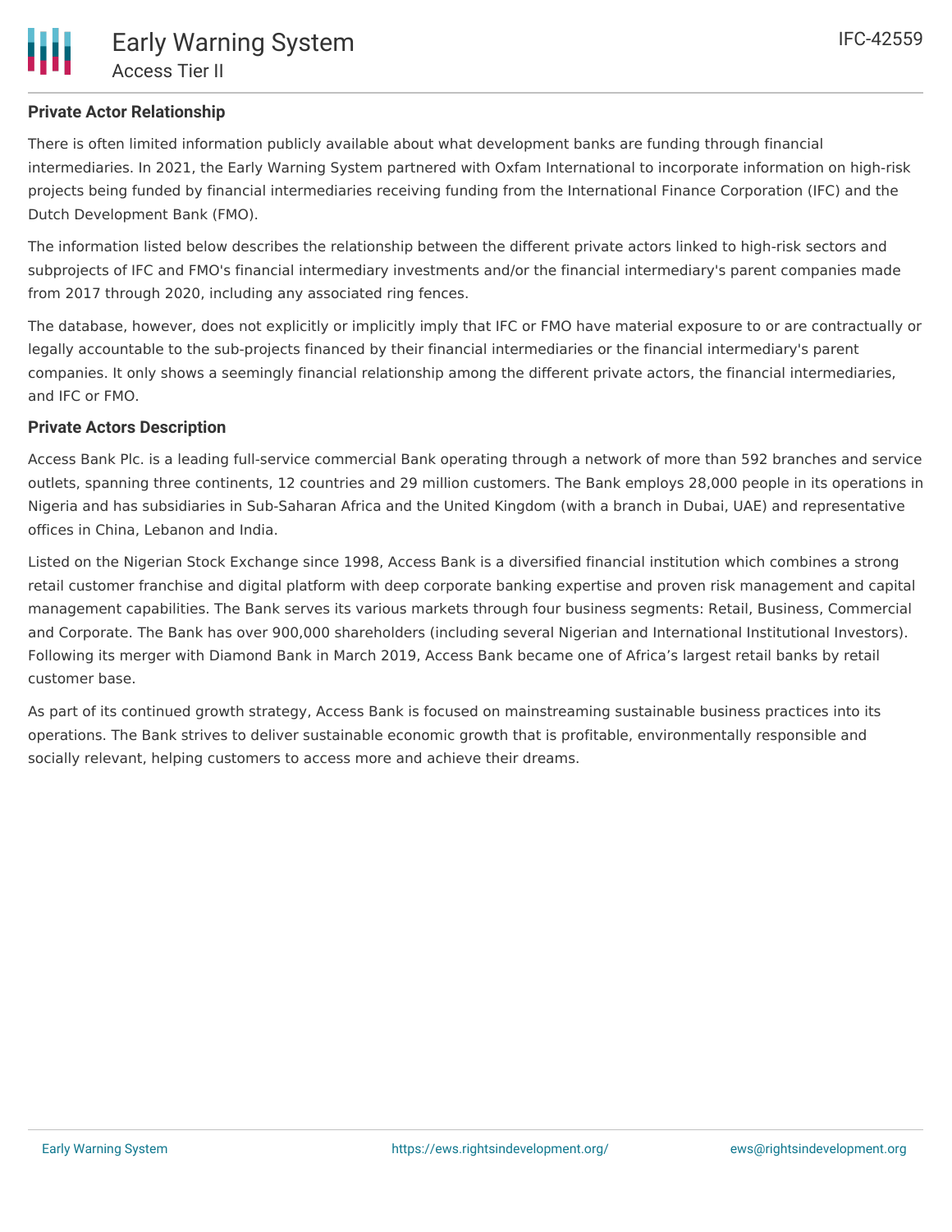### Private Actor Relationship

There is often limited information publicly available about what development banks are funding through financial intermediaries. In 2021, the Early Warning System partnered with Oxfam International to incorporate information on high-risk projects being funded by financial intermediaries receiving funding from the International Finance Corporation (IFC) and the Dutch Development Bank (FMO).

The information listed below describes the relationship between the different private actors linked to high-risk sectors and subprojects of IFC and FMO's financial intermediary investments and/or the financial intermediary's parent companies made from 2017 through 2020, including any associated ring fences.

The database, however, does not explicitly or implicitly imply that IFC or FMO have material exposure to or are contractually or legally accountable to the sub-projects financed by their financial intermediaries or the financial intermediary's parent companies. It only shows a seemingly financial relationship among the different private actors, the financial intermediaries, and IFC or FMO.

### Private Actors Description

Access Bank Plc. is a leading full-service commercial Bank operating through a network of more than 592 branches and service outlets, spanning three continents, 12 countries and 29 million customers. The Bank employs 28,000 people in its operations in Nigeria and has subsidiaries in Sub-Saharan Africa and the United Kingdom (with a branch in Dubai, UAE) and representative offices in China, Lebanon and India.

Listed on the Nigerian Stock Exchange since 1998, Access Bank is a diversified financial institution which combines a strong retail customer franchise and digital platform with deep corporate banking expertise and proven risk management and capital management capabilities. The Bank serves its various markets through four business segments: Retail, Business, Commercial and Corporate. The Bank has over 900,000 shareholders (including several Nigerian and International Institutional Investors). Following its merger with Diamond Bank in March 2019, Access Bank became one of Africa's largest retail banks by retail customer base.

As part of its continued growth strategy, Access Bank is focused on mainstreaming sustainable business practices into its operations. The Bank strives to deliver sustainable economic growth that is profitable, environmentally responsible and socially relevant, helping customers to access more and achieve their dreams.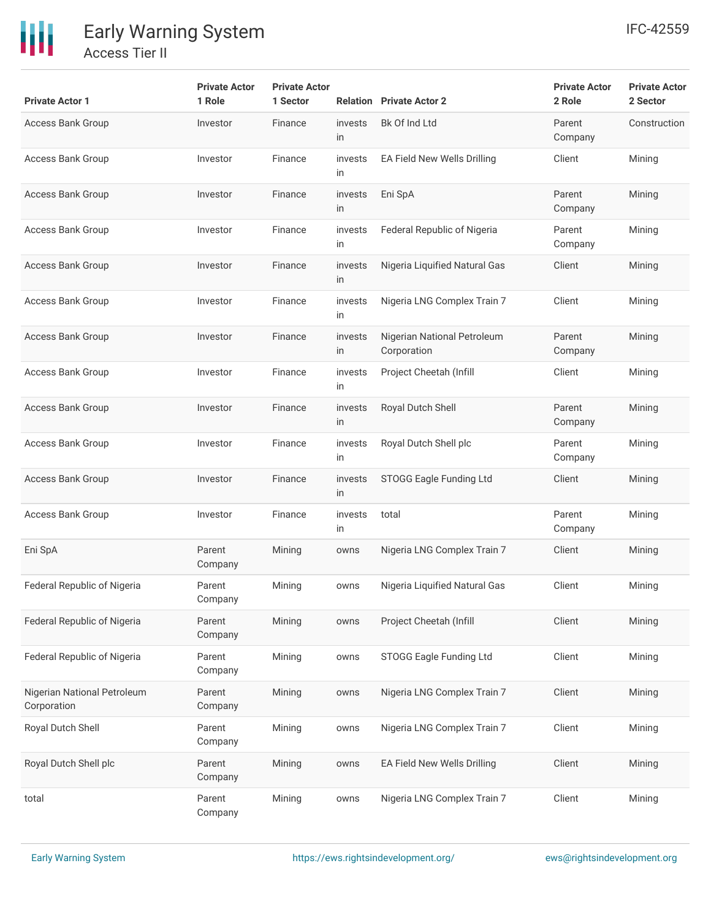| Private Actor 1 | Private Actor 1 Role | Private Actor 1 Sector | Relation | Private Actor 2 | Private Actor 2 Role | Private Actor 2 Sector |
| --- | --- | --- | --- | --- | --- | --- |
| Access Bank Group | Investor | Finance | invests in | Bk Of Ind Ltd | Parent Company | Construction |
| Access Bank Group | Investor | Finance | invests in | EA Field New Wells Drilling | Client | Mining |
| Access Bank Group | Investor | Finance | invests in | Eni SpA | Parent Company | Mining |
| Access Bank Group | Investor | Finance | invests in | Federal Republic of Nigeria | Parent Company | Mining |
| Access Bank Group | Investor | Finance | invests in | Nigeria Liquified Natural Gas | Client | Mining |
| Access Bank Group | Investor | Finance | invests in | Nigeria LNG Complex Train 7 | Client | Mining |
| Access Bank Group | Investor | Finance | invests in | Nigerian National Petroleum Corporation | Parent Company | Mining |
| Access Bank Group | Investor | Finance | invests in | Project Cheetah (Infill | Client | Mining |
| Access Bank Group | Investor | Finance | invests in | Royal Dutch Shell | Parent Company | Mining |
| Access Bank Group | Investor | Finance | invests in | Royal Dutch Shell plc | Parent Company | Mining |
| Access Bank Group | Investor | Finance | invests in | STOGG Eagle Funding Ltd | Client | Mining |
| Access Bank Group | Investor | Finance | invests in | total | Parent Company | Mining |
| Eni SpA | Parent Company | Mining | owns | Nigeria LNG Complex Train 7 | Client | Mining |
| Federal Republic of Nigeria | Parent Company | Mining | owns | Nigeria Liquified Natural Gas | Client | Mining |
| Federal Republic of Nigeria | Parent Company | Mining | owns | Project Cheetah (Infill | Client | Mining |
| Federal Republic of Nigeria | Parent Company | Mining | owns | STOGG Eagle Funding Ltd | Client | Mining |
| Nigerian National Petroleum Corporation | Parent Company | Mining | owns | Nigeria LNG Complex Train 7 | Client | Mining |
| Royal Dutch Shell | Parent Company | Mining | owns | Nigeria LNG Complex Train 7 | Client | Mining |
| Royal Dutch Shell plc | Parent Company | Mining | owns | EA Field New Wells Drilling | Client | Mining |
| total | Parent Company | Mining | owns | Nigeria LNG Complex Train 7 | Client | Mining |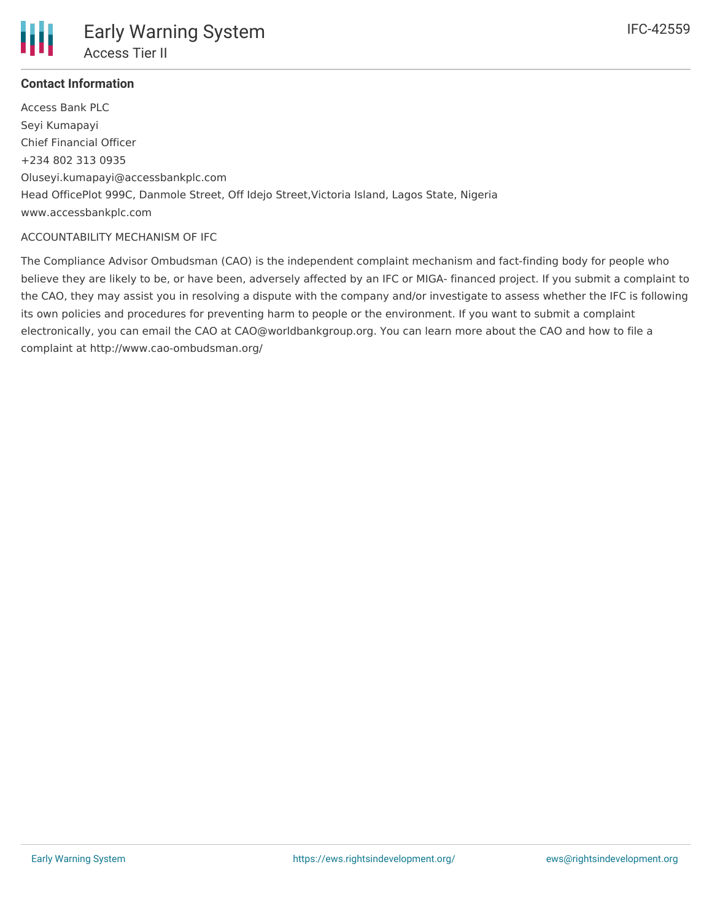### Contact Information

Access Bank PLC

Seyi Kumapayi

Chief Financial Officer

+234 802 313 0935

Oluseyi.kumapayi@accessbankplc.com

Head OfficePlot 999C, Danmole Street, Off Idejo Street,Victoria Island, Lagos State, Nigeria

www.accessbankplc.com

ACCOUNTABILITY MECHANISM OF IFC

The Compliance Advisor Ombudsman (CAO) is the independent complaint mechanism and fact-finding body for people who believe they are likely to be, or have been, adversely affected by an IFC or MIGA- financed project. If you submit a complaint to the CAO, they may assist you in resolving a dispute with the company and/or investigate to assess whether the IFC is following its own policies and procedures for preventing harm to people or the environment. If you want to submit a complaint electronically, you can email the CAO at CAO@worldbankgroup.org. You can learn more about the CAO and how to file a complaint at http://www.cao-ombudsman.org/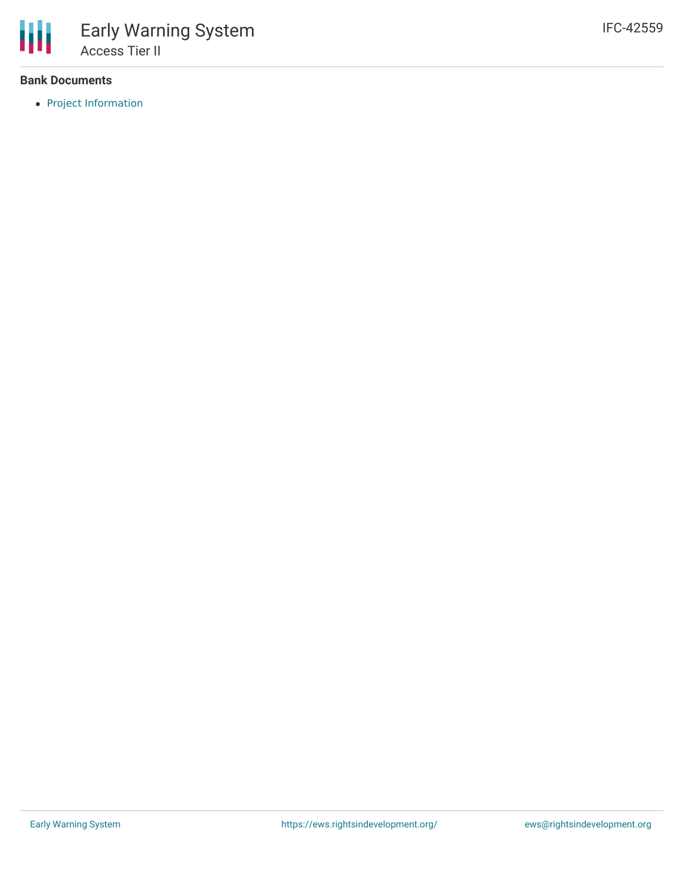**Bank Documents**

- Project Information